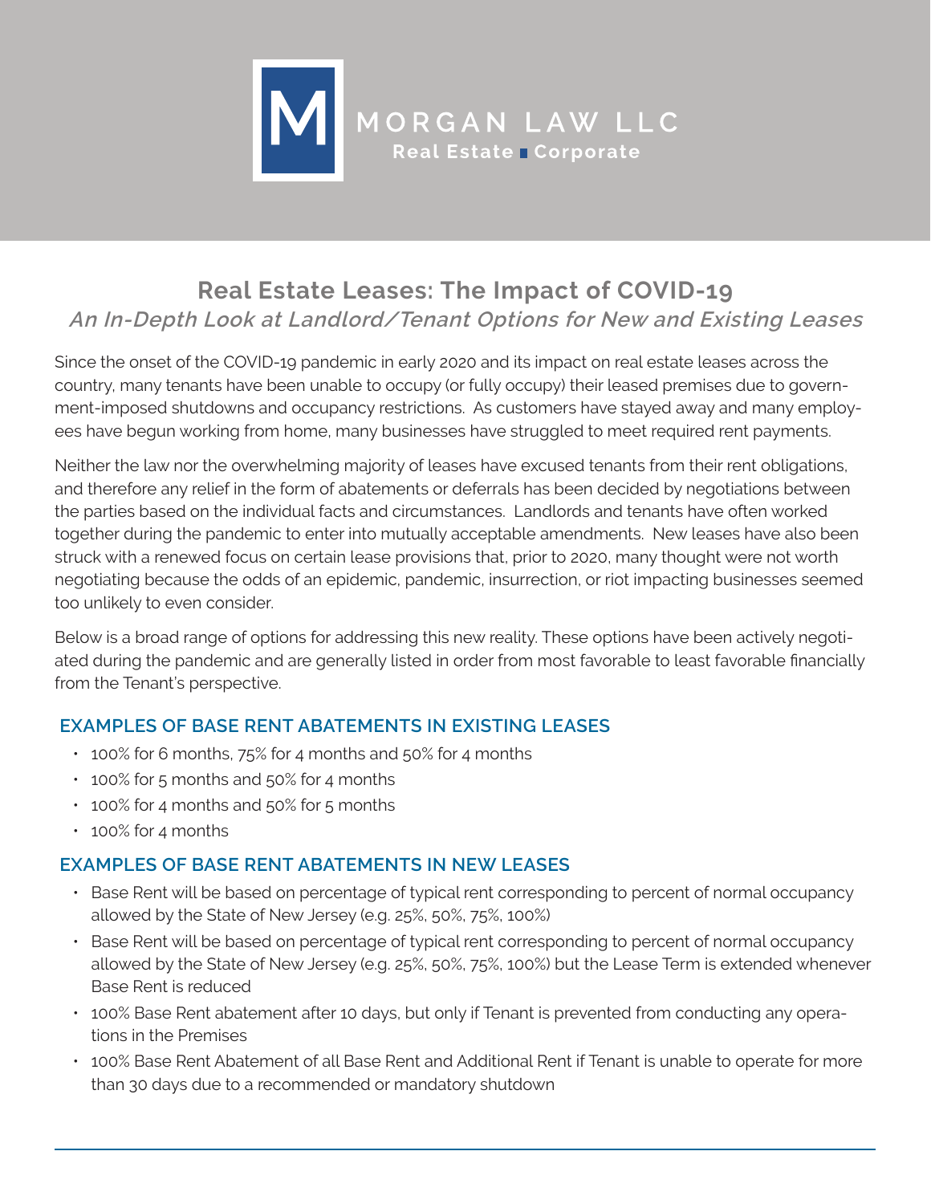MORGAN LAW LLC

Real Estate ■ Corporate

# Real Estate Leases: The Impact of COVID-19

## *An In-Depth Look at Landlord/Tenant Options for New and Existing Leases*

Since the onset of the COVID-19 pandemic in early 2020 and its impact on real estate leases across the country, many tenants have been unable to occupy (or fully occupy) their leased premises due to government-imposed shutdowns and occupancy restrictions. As customers have stayed away and many employees have begun working from home, many businesses have struggled to meet required rent payments.

Neither the law nor the overwhelming majority of leases have excused tenants from their rent obligations, and therefore any relief in the form of abatements or deferrals has been decided by negotiations between the parties based on the individual facts and circumstances. Landlords and tenants have often worked together during the pandemic to enter into mutually acceptable amendments. New leases have also been struck with a renewed focus on certain lease provisions that, prior to 2020, many thought were not worth negotiating because the odds of an epidemic, pandemic, insurrection, or riot impacting businesses seemed too unlikely to even consider.

Below is a broad range of options for addressing this new reality. These options have been actively negotiated during the pandemic and are generally listed in order from most favorable to least favorable financially from the Tenant's perspective.

### EXAMPLES OF BASE RENT ABATEMENTS IN EXISTING LEASES

- 100% for 6 months, 75% for 4 months and 50% for 4 months
- 100% for 5 months and 50% for 4 months
- 100% for 4 months and 50% for 5 months
- 100% for 4 months

### EXAMPLES OF BASE RENT ABATEMENTS IN NEW LEASES

- Base Rent will be based on percentage of typical rent corresponding to percent of normal occupancy allowed by the State of New Jersey (e.g. 25%, 50%, 75%, 100%)
- Base Rent will be based on percentage of typical rent corresponding to percent of normal occupancy allowed by the State of New Jersey (e.g. 25%, 50%, 75%, 100%) but the Lease Term is extended whenever Base Rent is reduced
- 100% Base Rent abatement after 10 days, but only if Tenant is prevented from conducting any operations in the Premises
- 100% Base Rent Abatement of all Base Rent and Additional Rent if Tenant is unable to operate for more than 30 days due to a recommended or mandatory shutdown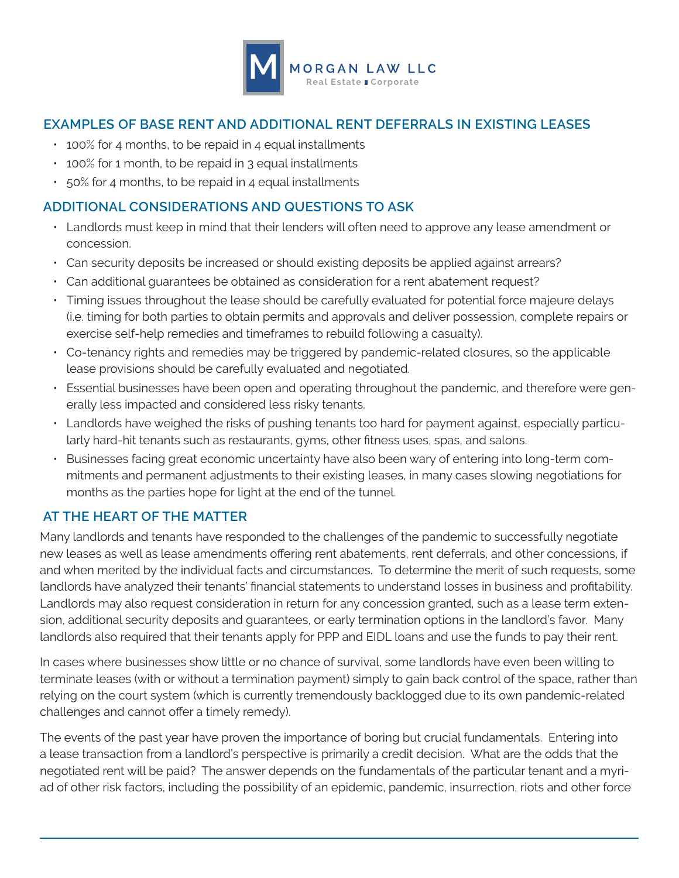## EXAMPLES OF BASE RENT AND ADDITIONAL RENT DEFERRALS IN EXISTING LEASES

- 100% for 4 months, to be repaid in 4 equal installments
- 100% for 1 month, to be repaid in 3 equal installments
- 50% for 4 months, to be repaid in 4 equal installments

## ADDITIONAL CONSIDERATIONS AND QUESTIONS TO ASK

- Landlords must keep in mind that their lenders will often need to approve any lease amendment or concession.
- Can security deposits be increased or should existing deposits be applied against arrears?
- Can additional guarantees be obtained as consideration for a rent abatement request?
- Timing issues throughout the lease should be carefully evaluated for potential force majeure delays (i.e. timing for both parties to obtain permits and approvals and deliver possession, complete repairs or exercise self-help remedies and timeframes to rebuild following a casualty).
- Co-tenancy rights and remedies may be triggered by pandemic-related closures, so the applicable lease provisions should be carefully evaluated and negotiated.
- Essential businesses have been open and operating throughout the pandemic, and therefore were generally less impacted and considered less risky tenants.
- Landlords have weighed the risks of pushing tenants too hard for payment against, especially particularly hard-hit tenants such as restaurants, gyms, other fitness uses, spas, and salons.
- Businesses facing great economic uncertainty have also been wary of entering into long-term commitments and permanent adjustments to their existing leases, in many cases slowing negotiations for months as the parties hope for light at the end of the tunnel.

## AT THE HEART OF THE MATTER

Many landlords and tenants have responded to the challenges of the pandemic to successfully negotiate new leases as well as lease amendments offering rent abatements, rent deferrals, and other concessions, if and when merited by the individual facts and circumstances. To determine the merit of such requests, some landlords have analyzed their tenants' financial statements to understand losses in business and profitability. Landlords may also request consideration in return for any concession granted, such as a lease term extension, additional security deposits and guarantees, or early termination options in the landlord's favor. Many landlords also required that their tenants apply for PPP and EIDL loans and use the funds to pay their rent.

In cases where businesses show little or no chance of survival, some landlords have even been willing to terminate leases (with or without a termination payment) simply to gain back control of the space, rather than relying on the court system (which is currently tremendously backlogged due to its own pandemic-related challenges and cannot offer a timely remedy).

The events of the past year have proven the importance of boring but crucial fundamentals. Entering into a lease transaction from a landlord's perspective is primarily a credit decision. What are the odds that the negotiated rent will be paid? The answer depends on the fundamentals of the particular tenant and a myriad of other risk factors, including the possibility of an epidemic, pandemic, insurrection, riots and other force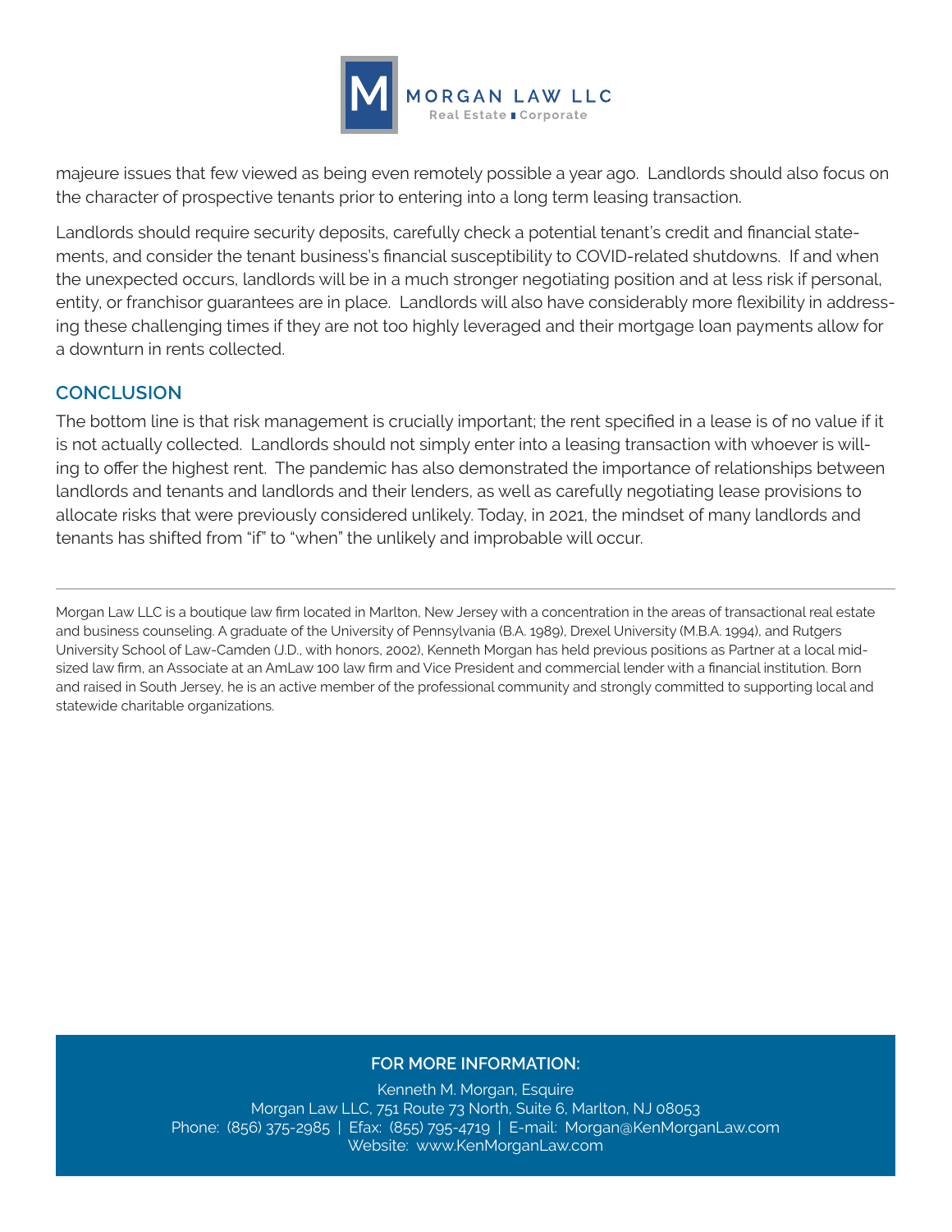majeure issues that few viewed as being even remotely possible a year ago. Landlords should also focus on the character of prospective tenants prior to entering into a long term leasing transaction.

Landlords should require security deposits, carefully check a potential tenant's credit and financial statements, and consider the tenant business's financial susceptibility to COVID-related shutdowns. If and when the unexpected occurs, landlords will be in a much stronger negotiating position and at less risk if personal, entity, or franchisor guarantees are in place. Landlords will also have considerably more flexibility in addressing these challenging times if they are not too highly leveraged and their mortgage loan payments allow for a downturn in rents collected.

## CONCLUSION

The bottom line is that risk management is crucially important; the rent specified in a lease is of no value if it is not actually collected. Landlords should not simply enter into a leasing transaction with whoever is willing to offer the highest rent. The pandemic has also demonstrated the importance of relationships between landlords and tenants and landlords and their lenders, as well as carefully negotiating lease provisions to allocate risks that were previously considered unlikely. Today, in 2021, the mindset of many landlords and tenants has shifted from "if" to "when" the unlikely and improbable will occur.

---

Morgan Law LLC is a boutique law firm located in Marlton, New Jersey with a concentration in the areas of transactional real estate and business counseling. A graduate of the University of Pennsylvania (B.A. 1989), Drexel University (M.B.A. 1994), and Rutgers University School of Law-Camden (J.D., with honors, 2002), Kenneth Morgan has held previous positions as Partner at a local mid-sized law firm, an Associate at an AmLaw 100 law firm and Vice President and commercial lender with a financial institution. Born and raised in South Jersey, he is an active member of the professional community and strongly committed to supporting local and statewide charitable organizations.

**FOR MORE INFORMATION:**

Kenneth M. Morgan, Esquire
Morgan Law LLC, 751 Route 73 North, Suite 6, Marlton, NJ 08053
Phone: (856) 375-2985 | Efax: (855) 795-4719 | E-mail: Morgan@KenMorganLaw.com
Website: www.KenMorganLaw.com